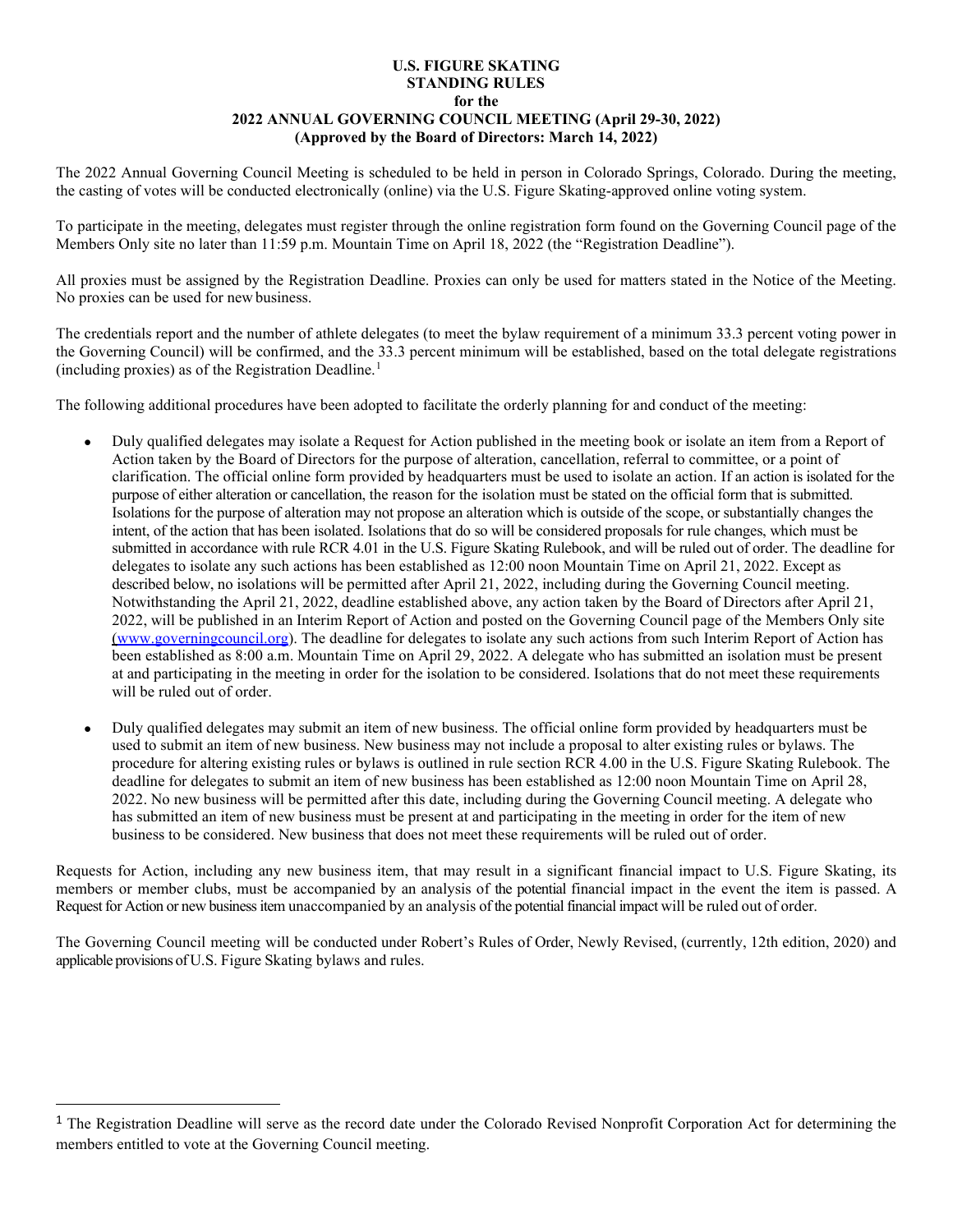# U.S. FIGURE SKATING
## STANDING RULES
### for the
## 2022 ANNUAL GOVERNING COUNCIL MEETING (April 29-30, 2022)
**(Approved by the Board of Directors: March 14, 2022)**

The 2022 Annual Governing Council Meeting is scheduled to be held in person in Colorado Springs, Colorado. During the meeting, the casting of votes will be conducted electronically (online) via the U.S. Figure Skating-approved online voting system.

To participate in the meeting, delegates must register through the online registration form found on the Governing Council page of the Members Only site no later than 11:59 p.m. Mountain Time on April 18, 2022 (the "Registration Deadline").

All proxies must be assigned by the Registration Deadline. Proxies can only be used for matters stated in the Notice of the Meeting. No proxies can be used for new business.

The credentials report and the number of athlete delegates (to meet the bylaw requirement of a minimum 33.3 percent voting power in the Governing Council) will be confirmed, and the 33.3 percent minimum will be established, based on the total delegate registrations (including proxies) as of the Registration Deadline.[1]

The following additional procedures have been adopted to facilitate the orderly planning for and conduct of the meeting:

- Duly qualified delegates may isolate a Request for Action published in the meeting book or isolate an item from a Report of Action taken by the Board of Directors for the purpose of alteration, cancellation, referral to committee, or a point of clarification. The official online form provided by headquarters must be used to isolate an action. If an action is isolated for the purpose of either alteration or cancellation, the reason for the isolation must be stated on the official form that is submitted. Isolations for the purpose of alteration may not propose an alteration which is outside of the scope, or substantially changes the intent, of the action that has been isolated. Isolations that do so will be considered proposals for rule changes, which must be submitted in accordance with rule RCR 4.01 in the U.S. Figure Skating Rulebook, and will be ruled out of order. The deadline for delegates to isolate any such actions has been established as 12:00 noon Mountain Time on April 21, 2022. Except as described below, no isolations will be permitted after April 21, 2022, including during the Governing Council meeting. Notwithstanding the April 21, 2022, deadline established above, any action taken by the Board of Directors after April 21, 2022, will be published in an Interim Report of Action and posted on the Governing Council page of the Members Only site (www.governingcouncil.org). The deadline for delegates to isolate any such actions from such Interim Report of Action has been established as 8:00 a.m. Mountain Time on April 29, 2022. A delegate who has submitted an isolation must be present at and participating in the meeting in order for the isolation to be considered. Isolations that do not meet these requirements will be ruled out of order.

- Duly qualified delegates may submit an item of new business. The official online form provided by headquarters must be used to submit an item of new business. New business may not include a proposal to alter existing rules or bylaws. The procedure for altering existing rules or bylaws is outlined in rule section RCR 4.00 in the U.S. Figure Skating Rulebook. The deadline for delegates to submit an item of new business has been established as 12:00 noon Mountain Time on April 28, 2022. No new business will be permitted after this date, including during the Governing Council meeting. A delegate who has submitted an item of new business must be present at and participating in the meeting in order for the item of new business to be considered. New business that does not meet these requirements will be ruled out of order.

Requests for Action, including any new business item, that may result in a significant financial impact to U.S. Figure Skating, its members or member clubs, must be accompanied by an analysis of the potential financial impact in the event the item is passed. A Request for Action or new business item unaccompanied by an analysis of the potential financial impact will be ruled out of order.

The Governing Council meeting will be conducted under Robert's Rules of Order, Newly Revised, (currently, 12th edition, 2020) and applicable provisions of U.S. Figure Skating bylaws and rules.

---

[1] The Registration Deadline will serve as the record date under the Colorado Revised Nonprofit Corporation Act for determining the members entitled to vote at the Governing Council meeting.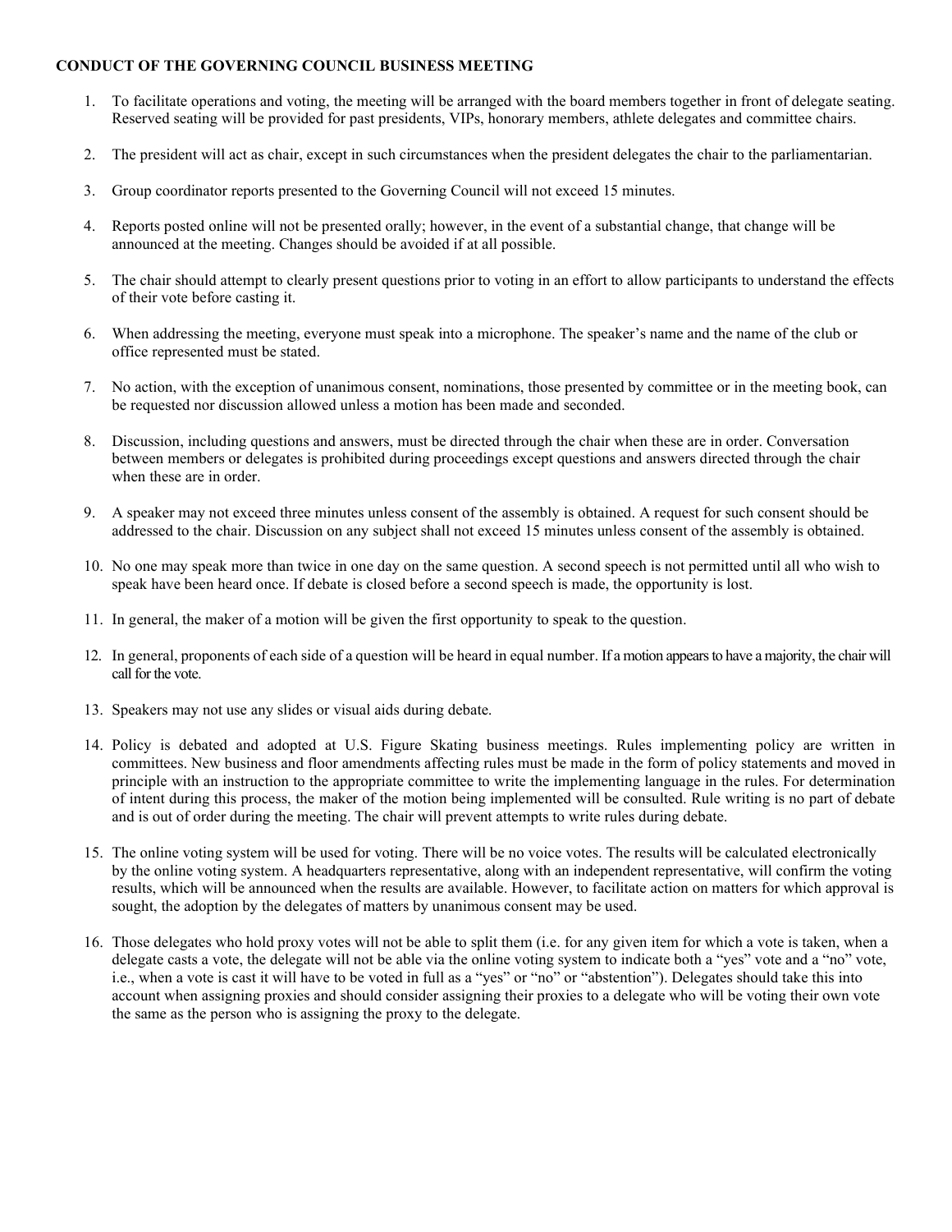**CONDUCT OF THE GOVERNING COUNCIL BUSINESS MEETING**

1. To facilitate operations and voting, the meeting will be arranged with the board members together in front of delegate seating. Reserved seating will be provided for past presidents, VIPs, honorary members, athlete delegates and committee chairs.

2. The president will act as chair, except in such circumstances when the president delegates the chair to the parliamentarian.

3. Group coordinator reports presented to the Governing Council will not exceed 15 minutes.

4. Reports posted online will not be presented orally; however, in the event of a substantial change, that change will be announced at the meeting. Changes should be avoided if at all possible.

5. The chair should attempt to clearly present questions prior to voting in an effort to allow participants to understand the effects of their vote before casting it.

6. When addressing the meeting, everyone must speak into a microphone. The speaker's name and the name of the club or office represented must be stated.

7. No action, with the exception of unanimous consent, nominations, those presented by committee or in the meeting book, can be requested nor discussion allowed unless a motion has been made and seconded.

8. Discussion, including questions and answers, must be directed through the chair when these are in order. Conversation between members or delegates is prohibited during proceedings except questions and answers directed through the chair when these are in order.

9. A speaker may not exceed three minutes unless consent of the assembly is obtained. A request for such consent should be addressed to the chair. Discussion on any subject shall not exceed 15 minutes unless consent of the assembly is obtained.

10. No one may speak more than twice in one day on the same question. A second speech is not permitted until all who wish to speak have been heard once. If debate is closed before a second speech is made, the opportunity is lost.

11. In general, the maker of a motion will be given the first opportunity to speak to the question.

12. In general, proponents of each side of a question will be heard in equal number. If a motion appears to have a majority, the chair will call for the vote.

13. Speakers may not use any slides or visual aids during debate.

14. Policy is debated and adopted at U.S. Figure Skating business meetings. Rules implementing policy are written in committees. New business and floor amendments affecting rules must be made in the form of policy statements and moved in principle with an instruction to the appropriate committee to write the implementing language in the rules. For determination of intent during this process, the maker of the motion being implemented will be consulted. Rule writing is no part of debate and is out of order during the meeting. The chair will prevent attempts to write rules during debate.

15. The online voting system will be used for voting. There will be no voice votes. The results will be calculated electronically by the online voting system. A headquarters representative, along with an independent representative, will confirm the voting results, which will be announced when the results are available. However, to facilitate action on matters for which approval is sought, the adoption by the delegates of matters by unanimous consent may be used.

16. Those delegates who hold proxy votes will not be able to split them (i.e. for any given item for which a vote is taken, when a delegate casts a vote, the delegate will not be able via the online voting system to indicate both a "yes" vote and a "no" vote, i.e., when a vote is cast it will have to be voted in full as a "yes" or "no" or "abstention"). Delegates should take this into account when assigning proxies and should consider assigning their proxies to a delegate who will be voting their own vote the same as the person who is assigning the proxy to the delegate.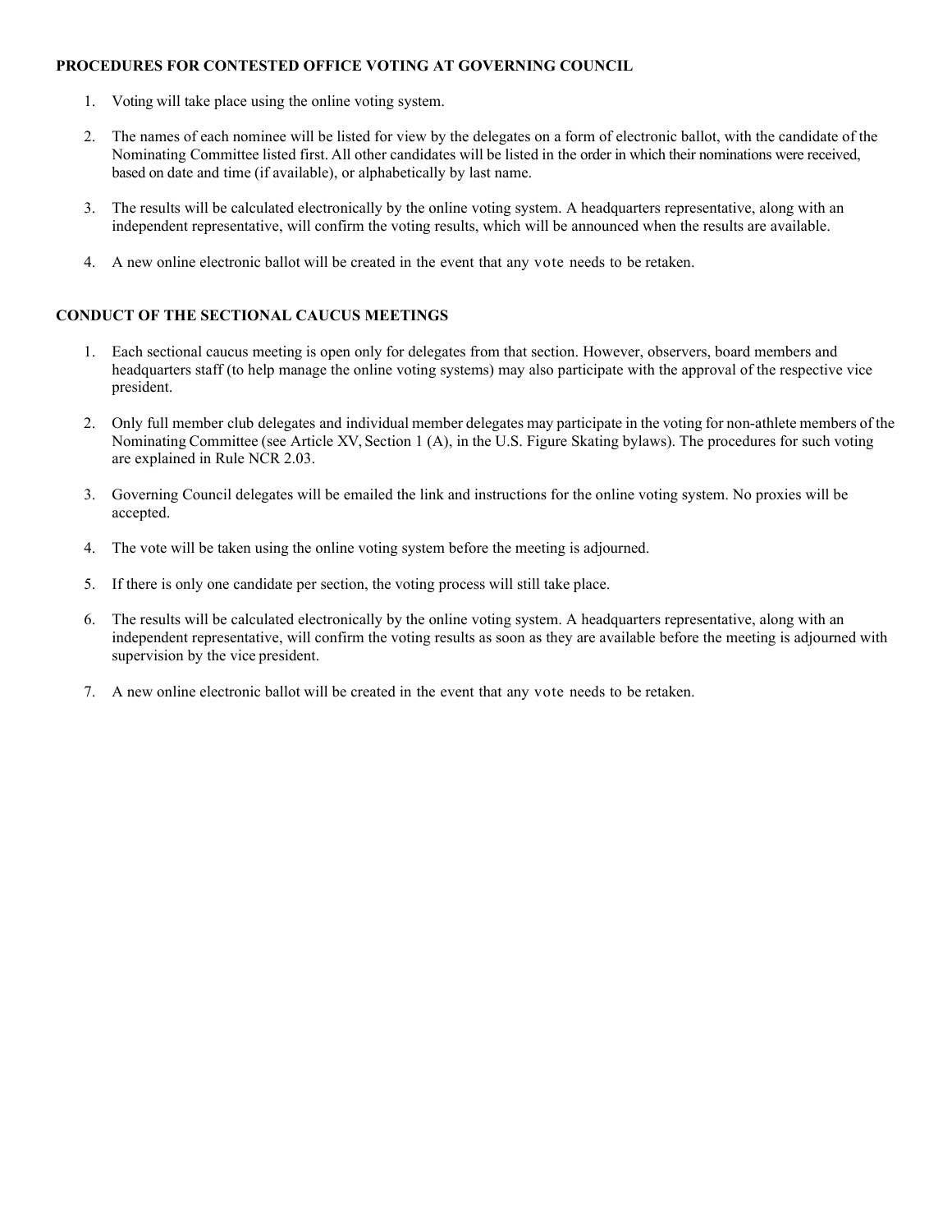**PROCEDURES FOR CONTESTED OFFICE VOTING AT GOVERNING COUNCIL**

1. Voting will take place using the online voting system.

2. The names of each nominee will be listed for view by the delegates on a form of electronic ballot, with the candidate of the Nominating Committee listed first. All other candidates will be listed in the order in which their nominations were received, based on date and time (if available), or alphabetically by last name.

3. The results will be calculated electronically by the online voting system. A headquarters representative, along with an independent representative, will confirm the voting results, which will be announced when the results are available.

4. A new online electronic ballot will be created in the event that any vote needs to be retaken.

**CONDUCT OF THE SECTIONAL CAUCUS MEETINGS**

1. Each sectional caucus meeting is open only for delegates from that section. However, observers, board members and headquarters staff (to help manage the online voting systems) may also participate with the approval of the respective vice president.

2. Only full member club delegates and individual member delegates may participate in the voting for non-athlete members of the Nominating Committee (see Article XV, Section 1 (A), in the U.S. Figure Skating bylaws). The procedures for such voting are explained in Rule NCR 2.03.

3. Governing Council delegates will be emailed the link and instructions for the online voting system. No proxies will be accepted.

4. The vote will be taken using the online voting system before the meeting is adjourned.

5. If there is only one candidate per section, the voting process will still take place.

6. The results will be calculated electronically by the online voting system. A headquarters representative, along with an independent representative, will confirm the voting results as soon as they are available before the meeting is adjourned with supervision by the vice president.

7. A new online electronic ballot will be created in the event that any vote needs to be retaken.